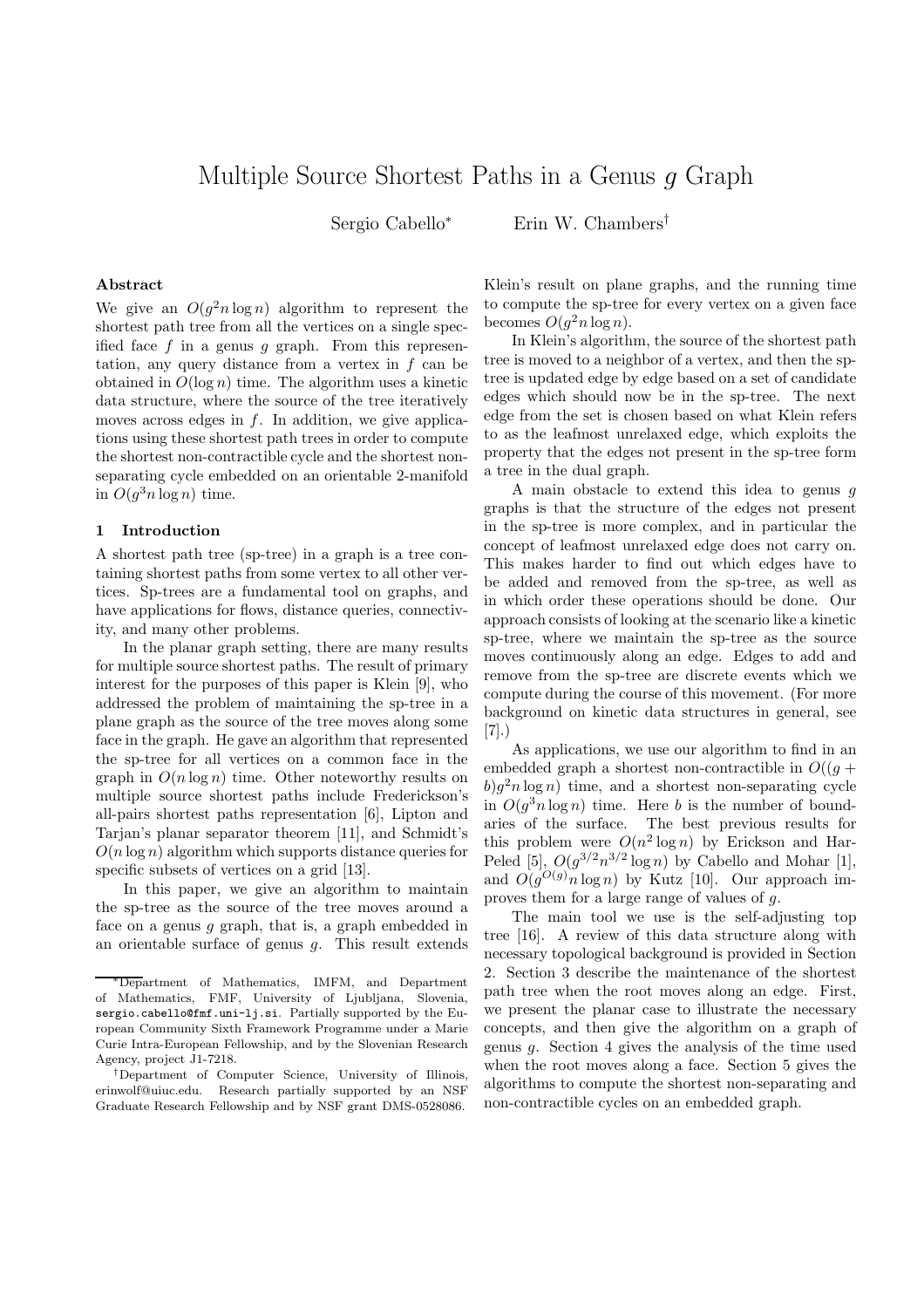# Multiple Source Shortest Paths in a Genus $g$ Graph

Sergio Cabello* Erin W. Chambers†

### Abstract

We give an $O(g^2 n \log n)$ algorithm to represent the shortest path tree from all the vertices on a single specified face $f$ in a genus $g$ graph. From this representation, any query distance from a vertex in $f$ can be obtained in $O(\log n)$ time. The algorithm uses a kinetic data structure, where the source of the tree iteratively moves across edges in $f$. In addition, we give applications using these shortest path trees in order to compute the shortest non-contractible cycle and the shortest non-separating cycle embedded on an orientable 2-manifold in $O(g^3 n \log n)$ time.

## 1 Introduction

A shortest path tree (sp-tree) in a graph is a tree containing shortest paths from some vertex to all other vertices. Sp-trees are a fundamental tool on graphs, and have applications for flows, distance queries, connectivity, and many other problems.

In the planar graph setting, there are many results for multiple source shortest paths. The result of primary interest for the purposes of this paper is Klein [9], who addressed the problem of maintaining the sp-tree in a plane graph as the source of the tree moves along some face in the graph. He gave an algorithm that represented the sp-tree for all vertices on a common face in the graph in $O(n \log n)$ time. Other noteworthy results on multiple source shortest paths include Frederickson's all-pairs shortest paths representation [6], Lipton and Tarjan's planar separator theorem [11], and Schmidt's $O(n \log n)$ algorithm which supports distance queries for specific subsets of vertices on a grid [13].

In this paper, we give an algorithm to maintain the sp-tree as the source of the tree moves around a face on a genus $g$ graph, that is, a graph embedded in an orientable surface of genus $g$. This result extends Klein's result on plane graphs, and the running time to compute the sp-tree for every vertex on a given face becomes $O(g^2 n \log n)$.

In Klein's algorithm, the source of the shortest path tree is moved to a neighbor of a vertex, and then the sp-tree is updated edge by edge based on a set of candidate edges which should now be in the sp-tree. The next edge from the set is chosen based on what Klein refers to as the leafmost unrelaxed edge, which exploits the property that the edges not present in the sp-tree form a tree in the dual graph.

A main obstacle to extend this idea to genus $g$ graphs is that the structure of the edges not present in the sp-tree is more complex, and in particular the concept of leafmost unrelaxed edge does not carry on. This makes harder to find out which edges have to be added and removed from the sp-tree, as well as in which order these operations should be done. Our approach consists of looking at the scenario like a kinetic sp-tree, where we maintain the sp-tree as the source moves continuously along an edge. Edges to add and remove from the sp-tree are discrete events which we compute during the course of this movement. (For more background on kinetic data structures in general, see [7].)

As applications, we use our algorithm to find in an embedded graph a shortest non-contractible in $O((g + b)g^2 n \log n)$ time, and a shortest non-separating cycle in $O(g^3 n \log n)$ time. Here $b$ is the number of boundaries of the surface. The best previous results for this problem were $O(n^2 \log n)$ by Erickson and Har-Peled [5], $O(g^{3/2} n^{3/2} \log n)$ by Cabello and Mohar [1], and $O(g^{O(g)} n \log n)$ by Kutz [10]. Our approach improves them for a large range of values of $g$.

The main tool we use is the self-adjusting top tree [16]. A review of this data structure along with necessary topological background is provided in Section 2. Section 3 describe the maintenance of the shortest path tree when the root moves along an edge. First, we present the planar case to illustrate the necessary concepts, and then give the algorithm on a graph of genus $g$. Section 4 gives the analysis of the time used when the root moves along a face. Section 5 gives the algorithms to compute the shortest non-separating and non-contractible cycles on an embedded graph.

---

*Department of Mathematics, IMFM, and Department of Mathematics, FMF, University of Ljubljana, Slovenia, sergio.cabello@fmf.uni-lj.si. Partially supported by the European Community Sixth Framework Programme under a Marie Curie Intra-European Fellowship, and by the Slovenian Research Agency, project J1-7218.

†Department of Computer Science, University of Illinois, erinwolf@uiuc.edu. Research partially supported by an NSF Graduate Research Fellowship and by NSF grant DMS-0528086.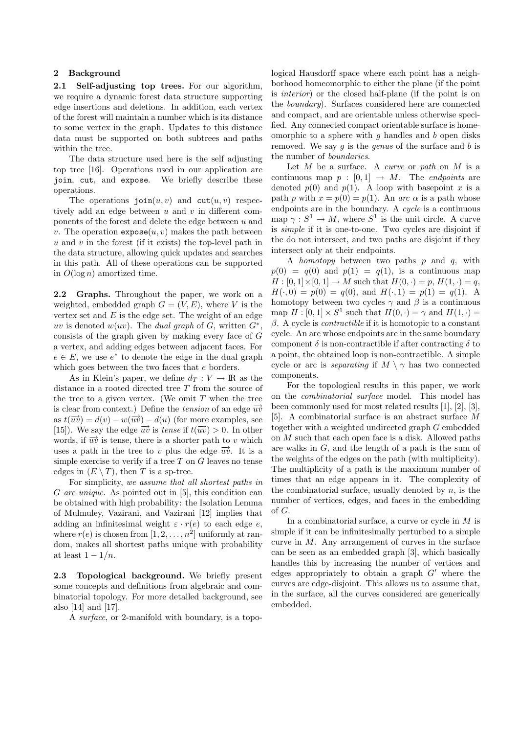## 2 Background

**2.1 Self-adjusting top trees.** For our algorithm, we require a dynamic forest data structure supporting edge insertions and deletions. In addition, each vertex of the forest will maintain a number which is its distance to some vertex in the graph. Updates to this distance data must be supported on both subtrees and paths within the tree.

The data structure used here is the self adjusting top tree [16]. Operations used in our application are `join`, `cut`, and `expose`. We briefly describe these operations.

The operations $\texttt{join}(u, v)$ and $\texttt{cut}(u, v)$ respectively add an edge between $u$ and $v$ in different components of the forest and delete the edge between $u$ and $v$. The operation $\texttt{expose}(u, v)$ makes the path between $u$ and $v$ in the forest (if it exists) the top-level path in the data structure, allowing quick updates and searches in this path. All of these operations can be supported in $O(\log n)$ amortized time.

**2.2 Graphs.** Throughout the paper, we work on a weighted, embedded graph $G = (V, E)$, where $V$ is the vertex set and $E$ is the edge set. The weight of an edge $uv$ is denoted $w(uv)$. The *dual graph* of $G$, written $G^*$, consists of the graph given by making every face of $G$ a vertex, and adding edges between adjacent faces. For $e \in E$, we use $e^*$ to denote the edge in the dual graph which goes between the two faces that $e$ borders.

As in Klein's paper, we define $d_T : V \to \mathbb{R}$ as the distance in a rooted directed tree $T$ from the source of the tree to a given vertex. (We omit $T$ when the tree is clear from context.) Define the *tension* of an edge $\overrightarrow{uv}$ as $t(\overrightarrow{uv}) = d(v) - w(\overrightarrow{uv}) - d(u)$ (for more examples, see [15]). We say the edge $\overrightarrow{uv}$ is *tense* if $t(\overrightarrow{uv}) > 0$. In other words, if $\overrightarrow{uv}$ is tense, there is a shorter path to $v$ which uses a path in the tree to $v$ plus the edge $\overrightarrow{uv}$. It is a simple exercise to verify if a tree $T$ on $G$ leaves no tense edges in $(E \setminus T)$, then $T$ is a sp-tree.

For simplicity, *we assume that all shortest paths in $G$ are unique*. As pointed out in [5], this condition can be obtained with high probability: the Isolation Lemma of Mulmuley, Vazirani, and Vazirani [12] implies that adding an infinitesimal weight $\varepsilon \cdot r(e)$ to each edge $e$, where $r(e)$ is chosen from $[1, 2, \ldots, n^2]$ uniformly at random, makes all shortest paths unique with probability at least $1 - 1/n$.

**2.3 Topological background.** We briefly present some concepts and definitions from algebraic and combinatorial topology. For more detailed background, see also [14] and [17].

A *surface*, or 2-manifold with boundary, is a topological Hausdorff space where each point has a neighborhood homeomorphic to either the plane (if the point is *interior*) or the closed half-plane (if the point is on the *boundary*). Surfaces considered here are connected and compact, and are orientable unless otherwise specified. Any connected compact orientable surface is homeomorphic to a sphere with $g$ handles and $b$ open disks removed. We say $g$ is the *genus* of the surface and $b$ is the number of *boundaries*.

Let $M$ be a surface. A *curve* or *path* on $M$ is a continuous map $p : [0, 1] \to M$. The *endpoints* are denoted $p(0)$ and $p(1)$. A loop with basepoint $x$ is a path $p$ with $x = p(0) = p(1)$. An *arc* $\alpha$ is a path whose endpoints are in the boundary. A *cycle* is a continuous map $\gamma : S^1 \to M$, where $S^1$ is the unit circle. A curve is *simple* if it is one-to-one. Two cycles are disjoint if the do not intersect, and two paths are disjoint if they intersect only at their endpoints.

A *homotopy* between two paths $p$ and $q$, with $p(0) = q(0)$ and $p(1) = q(1)$, is a continuous map $H : [0, 1] \times [0, 1] \to M$ such that $H(0, \cdot) = p$, $H(1, \cdot) = q$, $H(\cdot, 0) = p(0) = q(0)$, and $H(\cdot, 1) = p(1) = q(1)$. A homotopy between two cycles $\gamma$ and $\beta$ is a continuous map $H : [0, 1] \times S^1$ such that $H(0, \cdot) = \gamma$ and $H(1, \cdot) = \beta$. A cycle is *contractible* if it is homotopic to a constant cycle. An arc whose endpoints are in the same boundary component $\delta$ is non-contractible if after contracting $\delta$ to a point, the obtained loop is non-contractible. A simple cycle or arc is *separating* if $M \setminus \gamma$ has two connected components.

For the topological results in this paper, we work on the *combinatorial surface* model. This model has been commonly used for most related results [1], [2], [3], [5]. A combinatorial surface is an abstract surface $M$ together with a weighted undirected graph $G$ embedded on $M$ such that each open face is a disk. Allowed paths are walks in $G$, and the length of a path is the sum of the weights of the edges on the path (with multiplicity). The multiplicity of a path is the maximum number of times that an edge appears in it. The complexity of the combinatorial surface, usually denoted by $n$, is the number of vertices, edges, and faces in the embedding of $G$.

In a combinatorial surface, a curve or cycle in $M$ is simple if it can be infinitesimally perturbed to a simple curve in $M$. Any arrangement of curves in the surface can be seen as an embedded graph [3], which basically handles this by increasing the number of vertices and edges appropriately to obtain a graph $G'$ where the curves are edge-disjoint. This allows us to assume that, in the surface, all the curves considered are generically embedded.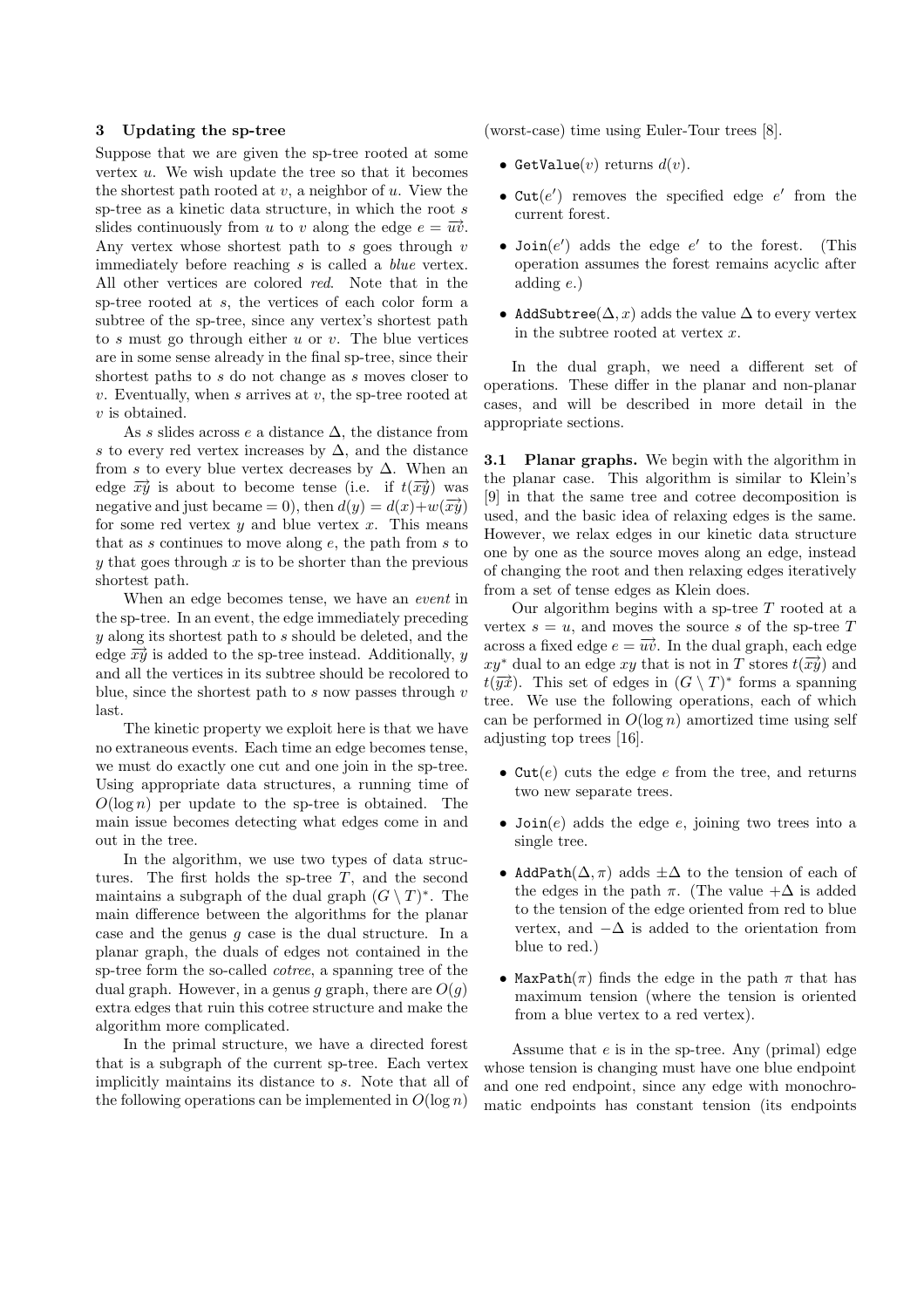## 3 Updating the sp-tree

Suppose that we are given the sp-tree rooted at some vertex $u$. We wish update the tree so that it becomes the shortest path rooted at $v$, a neighbor of $u$. View the sp-tree as a kinetic data structure, in which the root $s$ slides continuously from $u$ to $v$ along the edge $e = \overrightarrow{uv}$. Any vertex whose shortest path to $s$ goes through $v$ immediately before reaching $s$ is called a *blue* vertex. All other vertices are colored *red*. Note that in the sp-tree rooted at $s$, the vertices of each color form a subtree of the sp-tree, since any vertex's shortest path to $s$ must go through either $u$ or $v$. The blue vertices are in some sense already in the final sp-tree, since their shortest paths to $s$ do not change as $s$ moves closer to $v$. Eventually, when $s$ arrives at $v$, the sp-tree rooted at $v$ is obtained.

As $s$ slides across $e$ a distance $\Delta$, the distance from $s$ to every red vertex increases by $\Delta$, and the distance from $s$ to every blue vertex decreases by $\Delta$. When an edge $\overrightarrow{xy}$ is about to become tense (i.e. if $t(\overrightarrow{xy})$ was negative and just became $= 0$), then $d(y) = d(x) + w(\overrightarrow{xy})$ for some red vertex $y$ and blue vertex $x$. This means that as $s$ continues to move along $e$, the path from $s$ to $y$ that goes through $x$ is to be shorter than the previous shortest path.

When an edge becomes tense, we have an *event* in the sp-tree. In an event, the edge immediately preceding $y$ along its shortest path to $s$ should be deleted, and the edge $\overrightarrow{xy}$ is added to the sp-tree instead. Additionally, $y$ and all the vertices in its subtree should be recolored to blue, since the shortest path to $s$ now passes through $v$ last.

The kinetic property we exploit here is that we have no extraneous events. Each time an edge becomes tense, we must do exactly one cut and one join in the sp-tree. Using appropriate data structures, a running time of $O(\log n)$ per update to the sp-tree is obtained. The main issue becomes detecting what edges come in and out in the tree.

In the algorithm, we use two types of data structures. The first holds the sp-tree $T$, and the second maintains a subgraph of the dual graph $(G \setminus T)^*$. The main difference between the algorithms for the planar case and the genus $g$ case is the dual structure. In a planar graph, the duals of edges not contained in the sp-tree form the so-called *cotree*, a spanning tree of the dual graph. However, in a genus $g$ graph, there are $O(g)$ extra edges that ruin this cotree structure and make the algorithm more complicated.

In the primal structure, we have a directed forest that is a subgraph of the current sp-tree. Each vertex implicitly maintains its distance to $s$. Note that all of the following operations can be implemented in $O(\log n)$ (worst-case) time using Euler-Tour trees [8].

- `GetValue`$(v)$ returns $d(v)$.
- `Cut`$(e')$ removes the specified edge $e'$ from the current forest.
- `Join`$(e')$ adds the edge $e'$ to the forest. (This operation assumes the forest remains acyclic after adding $e$.)
- `AddSubtree`$(\Delta, x)$ adds the value $\Delta$ to every vertex in the subtree rooted at vertex $x$.

In the dual graph, we need a different set of operations. These differ in the planar and non-planar cases, and will be described in more detail in the appropriate sections.

**3.1 Planar graphs.** We begin with the algorithm in the planar case. This algorithm is similar to Klein's [9] in that the same tree and cotree decomposition is used, and the basic idea of relaxing edges is the same. However, we relax edges in our kinetic data structure one by one as the source moves along an edge, instead of changing the root and then relaxing edges iteratively from a set of tense edges as Klein does.

Our algorithm begins with a sp-tree $T$ rooted at a vertex $s = u$, and moves the source $s$ of the sp-tree $T$ across a fixed edge $e = \overrightarrow{uv}$. In the dual graph, each edge $xy^*$ dual to an edge $xy$ that is not in $T$ stores $t(\overrightarrow{xy})$ and $t(\overrightarrow{yx})$. This set of edges in $(G \setminus T)^*$ forms a spanning tree. We use the following operations, each of which can be performed in $O(\log n)$ amortized time using self adjusting top trees [16].

- `Cut`$(e)$ cuts the edge $e$ from the tree, and returns two new separate trees.
- `Join`$(e)$ adds the edge $e$, joining two trees into a single tree.
- `AddPath`$(\Delta, \pi)$ adds $\pm\Delta$ to the tension of each of the edges in the path $\pi$. (The value $+\Delta$ is added to the tension of the edge oriented from red to blue vertex, and $-\Delta$ is added to the orientation from blue to red.)
- `MaxPath`$(\pi)$ finds the edge in the path $\pi$ that has maximum tension (where the tension is oriented from a blue vertex to a red vertex).

Assume that $e$ is in the sp-tree. Any (primal) edge whose tension is changing must have one blue endpoint and one red endpoint, since any edge with monochromatic endpoints has constant tension (its endpoints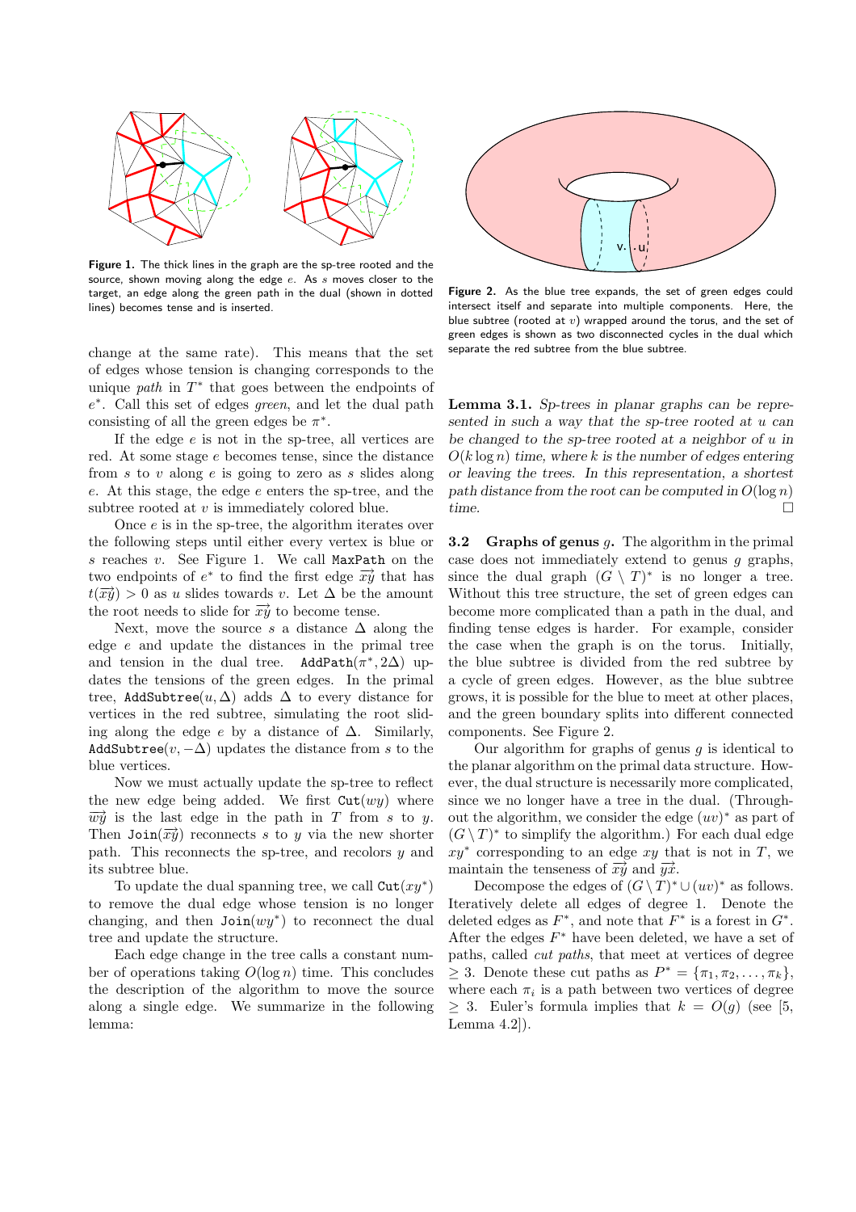Figure 1. The thick lines in the graph are the sp-tree rooted and the source, shown moving along the edge $e$. As $s$ moves closer to the target, an edge along the green path in the dual (shown in dotted lines) becomes tense and is inserted.

change at the same rate). This means that the set of edges whose tension is changing corresponds to the unique *path* in $T^*$ that goes between the endpoints of $e^*$. Call this set of edges *green*, and let the dual path consisting of all the green edges be $\pi^*$.

If the edge $e$ is not in the sp-tree, all vertices are red. At some stage $e$ becomes tense, since the distance from $s$ to $v$ along $e$ is going to zero as $s$ slides along $e$. At this stage, the edge $e$ enters the sp-tree, and the subtree rooted at $v$ is immediately colored blue.

Once $e$ is in the sp-tree, the algorithm iterates over the following steps until either every vertex is blue or $s$ reaches $v$. See Figure 1. We call `MaxPath` on the two endpoints of $e^*$ to find the first edge $\overrightarrow{xy}$ that has $t(\overrightarrow{xy}) > 0$ as $u$ slides towards $v$. Let $\Delta$ be the amount the root needs to slide for $\overrightarrow{xy}$ to become tense.

Next, move the source $s$ a distance $\Delta$ along the edge $e$ and update the distances in the primal tree and tension in the dual tree. `AddPath`$(\pi^*, 2\Delta)$ updates the tensions of the green edges. In the primal tree, `AddSubtree`$(u, \Delta)$ adds $\Delta$ to every distance for vertices in the red subtree, simulating the root sliding along the edge $e$ by a distance of $\Delta$. Similarly, `AddSubtree`$(v, -\Delta)$ updates the distance from $s$ to the blue vertices.

Now we must actually update the sp-tree to reflect the new edge being added. We first `Cut`$(wy)$ where $\overrightarrow{wy}$ is the last edge in the path in $T$ from $s$ to $y$. Then `Join`$(\overrightarrow{xy})$ reconnects $s$ to $y$ via the new shorter path. This reconnects the sp-tree, and recolors $y$ and its subtree blue.

To update the dual spanning tree, we call `Cut`$(xy^*)$ to remove the dual edge whose tension is no longer changing, and then `Join`$(wy^*)$ to reconnect the dual tree and update the structure.

Each edge change in the tree calls a constant number of operations taking $O(\log n)$ time. This concludes the description of the algorithm to move the source along a single edge. We summarize in the following lemma:

Figure 2. As the blue tree expands, the set of green edges could intersect itself and separate into multiple components. Here, the blue subtree (rooted at $v$) wrapped around the torus, and the set of green edges is shown as two disconnected cycles in the dual which separate the red subtree from the blue subtree.

**Lemma 3.1.** *Sp-trees in planar graphs can be represented in such a way that the sp-tree rooted at $u$ can be changed to the sp-tree rooted at a neighbor of $u$ in $O(k \log n)$ time, where $k$ is the number of edges entering or leaving the trees. In this representation, a shortest path distance from the root can be computed in $O(\log n)$ time.* □

### 3.2 Graphs of genus $g$.

The algorithm in the primal case does not immediately extend to genus $g$ graphs, since the dual graph $(G \setminus T)^*$ is no longer a tree. Without this tree structure, the set of green edges can become more complicated than a path in the dual, and finding tense edges is harder. For example, consider the case when the graph is on the torus. Initially, the blue subtree is divided from the red subtree by a cycle of green edges. However, as the blue subtree grows, it is possible for the blue to meet at other places, and the green boundary splits into different connected components. See Figure 2.

Our algorithm for graphs of genus $g$ is identical to the planar algorithm on the primal data structure. However, the dual structure is necessarily more complicated, since we no longer have a tree in the dual. (Throughout the algorithm, we consider the edge $(uv)^*$ as part of $(G \setminus T)^*$ to simplify the algorithm.) For each dual edge $xy^*$ corresponding to an edge $xy$ that is not in $T$, we maintain the tenseness of $\overrightarrow{xy}$ and $\overrightarrow{yx}$.

Decompose the edges of $(G \setminus T)^* \cup (uv)^*$ as follows. Iteratively delete all edges of degree 1. Denote the deleted edges as $F^*$, and note that $F^*$ is a forest in $G^*$. After the edges $F^*$ have been deleted, we have a set of paths, called *cut paths*, that meet at vertices of degree $\geq 3$. Denote these cut paths as $P^* = \{\pi_1, \pi_2, \ldots, \pi_k\}$, where each $\pi_i$ is a path between two vertices of degree $\geq 3$. Euler's formula implies that $k = O(g)$ (see [5, Lemma 4.2]).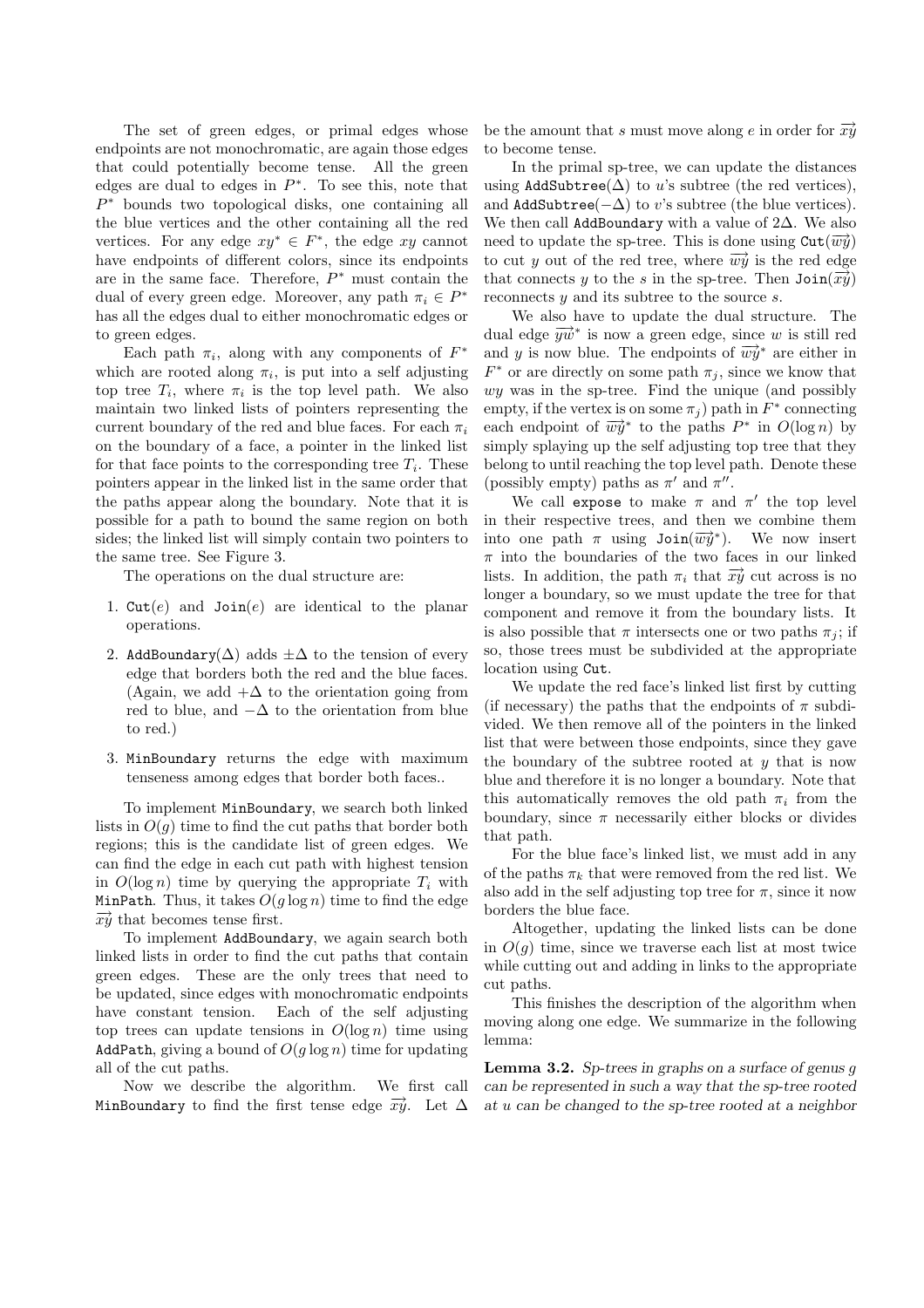The set of green edges, or primal edges whose endpoints are not monochromatic, are again those edges that could potentially become tense. All the green edges are dual to edges in $P^*$. To see this, note that $P^*$ bounds two topological disks, one containing all the blue vertices and the other containing all the red vertices. For any edge $xy^* \in F^*$, the edge $xy$ cannot have endpoints of different colors, since its endpoints are in the same face. Therefore, $P^*$ must contain the dual of every green edge. Moreover, any path $\pi_i \in P^*$ has all the edges dual to either monochromatic edges or to green edges.

Each path $\pi_i$, along with any components of $F^*$ which are rooted along $\pi_i$, is put into a self adjusting top tree $T_i$, where $\pi_i$ is the top level path. We also maintain two linked lists of pointers representing the current boundary of the red and blue faces. For each $\pi_i$ on the boundary of a face, a pointer in the linked list for that face points to the corresponding tree $T_i$. These pointers appear in the linked list in the same order that the paths appear along the boundary. Note that it is possible for a path to bound the same region on both sides; the linked list will simply contain two pointers to the same tree. See Figure 3.

The operations on the dual structure are:

1. `Cut`$(e)$ and `Join`$(e)$ are identical to the planar operations.
2. `AddBoundary`$(\Delta)$ adds $\pm\Delta$ to the tension of every edge that borders both the red and the blue faces. (Again, we add $+\Delta$ to the orientation going from red to blue, and $-\Delta$ to the orientation from blue to red.)
3. `MinBoundary` returns the edge with maximum tenseness among edges that border both faces..

To implement `MinBoundary`, we search both linked lists in $O(g)$ time to find the cut paths that border both regions; this is the candidate list of green edges. We can find the edge in each cut path with highest tension in $O(\log n)$ time by querying the appropriate $T_i$ with `MinPath`. Thus, it takes $O(g \log n)$ time to find the edge $\overrightarrow{xy}$ that becomes tense first.

To implement `AddBoundary`, we again search both linked lists in order to find the cut paths that contain green edges. These are the only trees that need to be updated, since edges with monochromatic endpoints have constant tension. Each of the self adjusting top trees can update tensions in $O(\log n)$ time using `AddPath`, giving a bound of $O(g \log n)$ time for updating all of the cut paths.

Now we describe the algorithm. We first call `MinBoundary` to find the first tense edge $\overrightarrow{xy}$. Let $\Delta$ be the amount that $s$ must move along $e$ in order for $\overrightarrow{xy}$ to become tense.

In the primal sp-tree, we can update the distances using `AddSubtree`$(\Delta)$ to $u$'s subtree (the red vertices), and `AddSubtree`$(-\Delta)$ to $v$'s subtree (the blue vertices). We then call `AddBoundary` with a value of $2\Delta$. We also need to update the sp-tree. This is done using `Cut`$(\overrightarrow{wy})$ to cut $y$ out of the red tree, where $\overrightarrow{wy}$ is the red edge that connects $y$ to the $s$ in the sp-tree. Then `Join`$(\overrightarrow{xy})$ reconnects $y$ and its subtree to the source $s$.

We also have to update the dual structure. The dual edge $\overrightarrow{yw}^*$ is now a green edge, since $w$ is still red and $y$ is now blue. The endpoints of $\overrightarrow{wy}^*$ are either in $F^*$ or are directly on some path $\pi_j$, since we know that $wy$ was in the sp-tree. Find the unique (and possibly empty, if the vertex is on some $\pi_j$) path in $F^*$ connecting each endpoint of $\overrightarrow{wy}^*$ to the paths $P^*$ in $O(\log n)$ by simply splaying up the self adjusting top tree that they belong to until reaching the top level path. Denote these (possibly empty) paths as $\pi'$ and $\pi''$.

We call `expose` to make $\pi$ and $\pi'$ the top level in their respective trees, and then we combine them into one path $\pi$ using `Join`$(\overrightarrow{wy}^*)$. We now insert $\pi$ into the boundaries of the two faces in our linked lists. In addition, the path $\pi_i$ that $\overrightarrow{xy}$ cut across is no longer a boundary, so we must update the tree for that component and remove it from the boundary lists. It is also possible that $\pi$ intersects one or two paths $\pi_j$; if so, those trees must be subdivided at the appropriate location using `Cut`.

We update the red face's linked list first by cutting (if necessary) the paths that the endpoints of $\pi$ subdivided. We then remove all of the pointers in the linked list that were between those endpoints, since they gave the boundary of the subtree rooted at $y$ that is now blue and therefore it is no longer a boundary. Note that this automatically removes the old path $\pi_i$ from the boundary, since $\pi$ necessarily either blocks or divides that path.

For the blue face's linked list, we must add in any of the paths $\pi_k$ that were removed from the red list. We also add in the self adjusting top tree for $\pi$, since it now borders the blue face.

Altogether, updating the linked lists can be done in $O(g)$ time, since we traverse each list at most twice while cutting out and adding in links to the appropriate cut paths.

This finishes the description of the algorithm when moving along one edge. We summarize in the following lemma:

**Lemma 3.2.** *Sp-trees in graphs on a surface of genus $g$ can be represented in such a way that the sp-tree rooted at $u$ can be changed to the sp-tree rooted at a neighbor*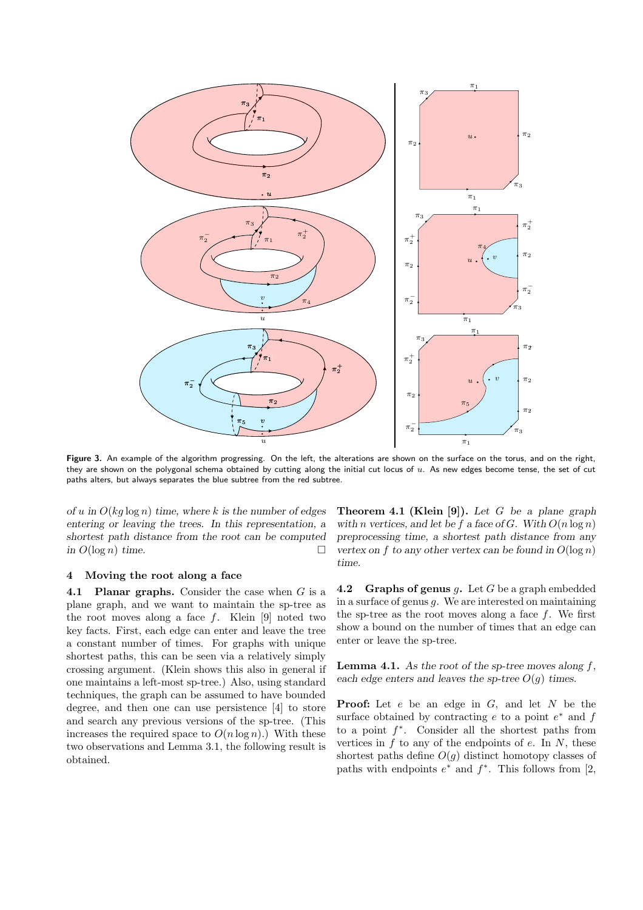**Figure 3.** An example of the algorithm progressing. On the left, the alterations are shown on the surface on the torus, and on the right, they are shown on the polygonal schema obtained by cutting along the initial cut locus of $u$. As new edges become tense, the set of cut paths alters, but always separates the blue subtree from the red subtree.

*of $u$ in $O(kg \log n)$ time, where $k$ is the number of edges entering or leaving the trees. In this representation, a shortest path distance from the root can be computed in $O(\log n)$ time.* □

## 4 Moving the root along a face

**4.1 Planar graphs.** Consider the case when $G$ is a plane graph, and we want to maintain the sp-tree as the root moves along a face $f$. Klein [9] noted two key facts. First, each edge can enter and leave the tree a constant number of times. For graphs with unique shortest paths, this can be seen via a relatively simply crossing argument. (Klein shows this also in general if one maintains a left-most sp-tree.) Also, using standard techniques, the graph can be assumed to have bounded degree, and then one can use persistence [4] to store and search any previous versions of the sp-tree. (This increases the required space to $O(n \log n)$.) With these two observations and Lemma 3.1, the following result is obtained.

**Theorem 4.1 (Klein [9]).** *Let $G$ be a plane graph with $n$ vertices, and let be $f$ a face of $G$. With $O(n \log n)$ preprocessing time, a shortest path distance from any vertex on $f$ to any other vertex can be found in $O(\log n)$ time.*

**4.2 Graphs of genus $g$.** Let $G$ be a graph embedded in a surface of genus $g$. We are interested on maintaining the sp-tree as the root moves along a face $f$. We first show a bound on the number of times that an edge can enter or leave the sp-tree.

**Lemma 4.1.** *As the root of the sp-tree moves along $f$, each edge enters and leaves the sp-tree $O(g)$ times.*

**Proof:** Let $e$ be an edge in $G$, and let $N$ be the surface obtained by contracting $e$ to a point $e^*$ and $f$ to a point $f^*$. Consider all the shortest paths from vertices in $f$ to any of the endpoints of $e$. In $N$, these shortest paths define $O(g)$ distinct homotopy classes of paths with endpoints $e^*$ and $f^*$. This follows from [2,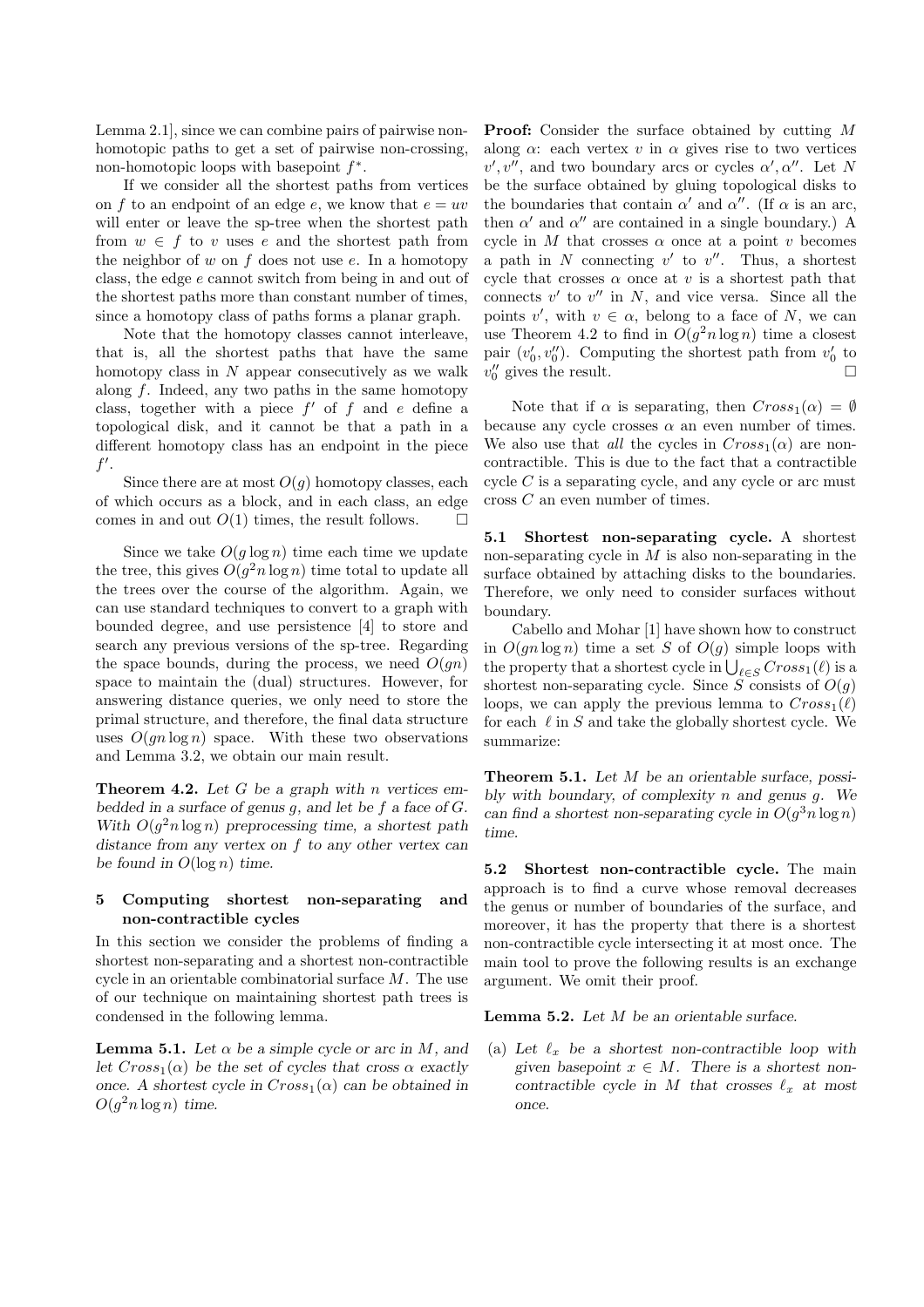Lemma 2.1], since we can combine pairs of pairwise non-homotopic paths to get a set of pairwise non-crossing, non-homotopic loops with basepoint $f^*$.

If we consider all the shortest paths from vertices on $f$ to an endpoint of an edge $e$, we know that $e = uv$ will enter or leave the sp-tree when the shortest path from $w \in f$ to $v$ uses $e$ and the shortest path from the neighbor of $w$ on $f$ does not use $e$. In a homotopy class, the edge $e$ cannot switch from being in and out of the shortest paths more than constant number of times, since a homotopy class of paths forms a planar graph.

Note that the homotopy classes cannot interleave, that is, all the shortest paths that have the same homotopy class in $N$ appear consecutively as we walk along $f$. Indeed, any two paths in the same homotopy class, together with a piece $f'$ of $f$ and $e$ define a topological disk, and it cannot be that a path in a different homotopy class has an endpoint in the piece $f'$.

Since there are at most $O(g)$ homotopy classes, each of which occurs as a block, and in each class, an edge comes in and out $O(1)$ times, the result follows. □

Since we take $O(g \log n)$ time each time we update the tree, this gives $O(g^2 n \log n)$ time total to update all the trees over the course of the algorithm. Again, we can use standard techniques to convert to a graph with bounded degree, and use persistence [4] to store and search any previous versions of the sp-tree. Regarding the space bounds, during the process, we need $O(gn)$ space to maintain the (dual) structures. However, for answering distance queries, we only need to store the primal structure, and therefore, the final data structure uses $O(gn \log n)$ space. With these two observations and Lemma 3.2, we obtain our main result.

**Theorem 4.2.** *Let $G$ be a graph with $n$ vertices embedded in a surface of genus $g$, and let be $f$ a face of $G$. With $O(g^2 n \log n)$ preprocessing time, a shortest path distance from any vertex on $f$ to any other vertex can be found in $O(\log n)$ time.*

## 5 Computing shortest non-separating and non-contractible cycles

In this section we consider the problems of finding a shortest non-separating and a shortest non-contractible cycle in an orientable combinatorial surface $M$. The use of our technique on maintaining shortest path trees is condensed in the following lemma.

**Lemma 5.1.** *Let $\alpha$ be a simple cycle or arc in $M$, and let $Cross_1(\alpha)$ be the set of cycles that cross $\alpha$ exactly once. A shortest cycle in $Cross_1(\alpha)$ can be obtained in $O(g^2 n \log n)$ time.*

**Proof:** Consider the surface obtained by cutting $M$ along $\alpha$: each vertex $v$ in $\alpha$ gives rise to two vertices $v', v''$, and two boundary arcs or cycles $\alpha', \alpha''$. Let $N$ be the surface obtained by gluing topological disks to the boundaries that contain $\alpha'$ and $\alpha''$. (If $\alpha$ is an arc, then $\alpha'$ and $\alpha''$ are contained in a single boundary.) A cycle in $M$ that crosses $\alpha$ once at a point $v$ becomes a path in $N$ connecting $v'$ to $v''$. Thus, a shortest cycle that crosses $\alpha$ once at $v$ is a shortest path that connects $v'$ to $v''$ in $N$, and vice versa. Since all the points $v'$, with $v \in \alpha$, belong to a face of $N$, we can use Theorem 4.2 to find in $O(g^2 n \log n)$ time a closest pair $(v'_0, v''_0)$. Computing the shortest path from $v'_0$ to $v''_0$ gives the result. □

Note that if $\alpha$ is separating, then $Cross_1(\alpha) = \emptyset$ because any cycle crosses $\alpha$ an even number of times. We also use that *all* the cycles in $Cross_1(\alpha)$ are non-contractible. This is due to the fact that a contractible cycle $C$ is a separating cycle, and any cycle or arc must cross $C$ an even number of times.

**5.1 Shortest non-separating cycle.** A shortest non-separating cycle in $M$ is also non-separating in the surface obtained by attaching disks to the boundaries. Therefore, we only need to consider surfaces without boundary.

Cabello and Mohar [1] have shown how to construct in $O(gn \log n)$ time a set $S$ of $O(g)$ simple loops with the property that a shortest cycle in $\bigcup_{\ell \in S} Cross_1(\ell)$ is a shortest non-separating cycle. Since $S$ consists of $O(g)$ loops, we can apply the previous lemma to $Cross_1(\ell)$ for each $\ell$ in $S$ and take the globally shortest cycle. We summarize:

**Theorem 5.1.** *Let $M$ be an orientable surface, possibly with boundary, of complexity $n$ and genus $g$. We can find a shortest non-separating cycle in $O(g^3 n \log n)$ time.*

**5.2 Shortest non-contractible cycle.** The main approach is to find a curve whose removal decreases the genus or number of boundaries of the surface, and moreover, it has the property that there is a shortest non-contractible cycle intersecting it at most once. The main tool to prove the following results is an exchange argument. We omit their proof.

**Lemma 5.2.** *Let $M$ be an orientable surface.*

(a) *Let $\ell_x$ be a shortest non-contractible loop with given basepoint $x \in M$. There is a shortest non-contractible cycle in $M$ that crosses $\ell_x$ at most once.*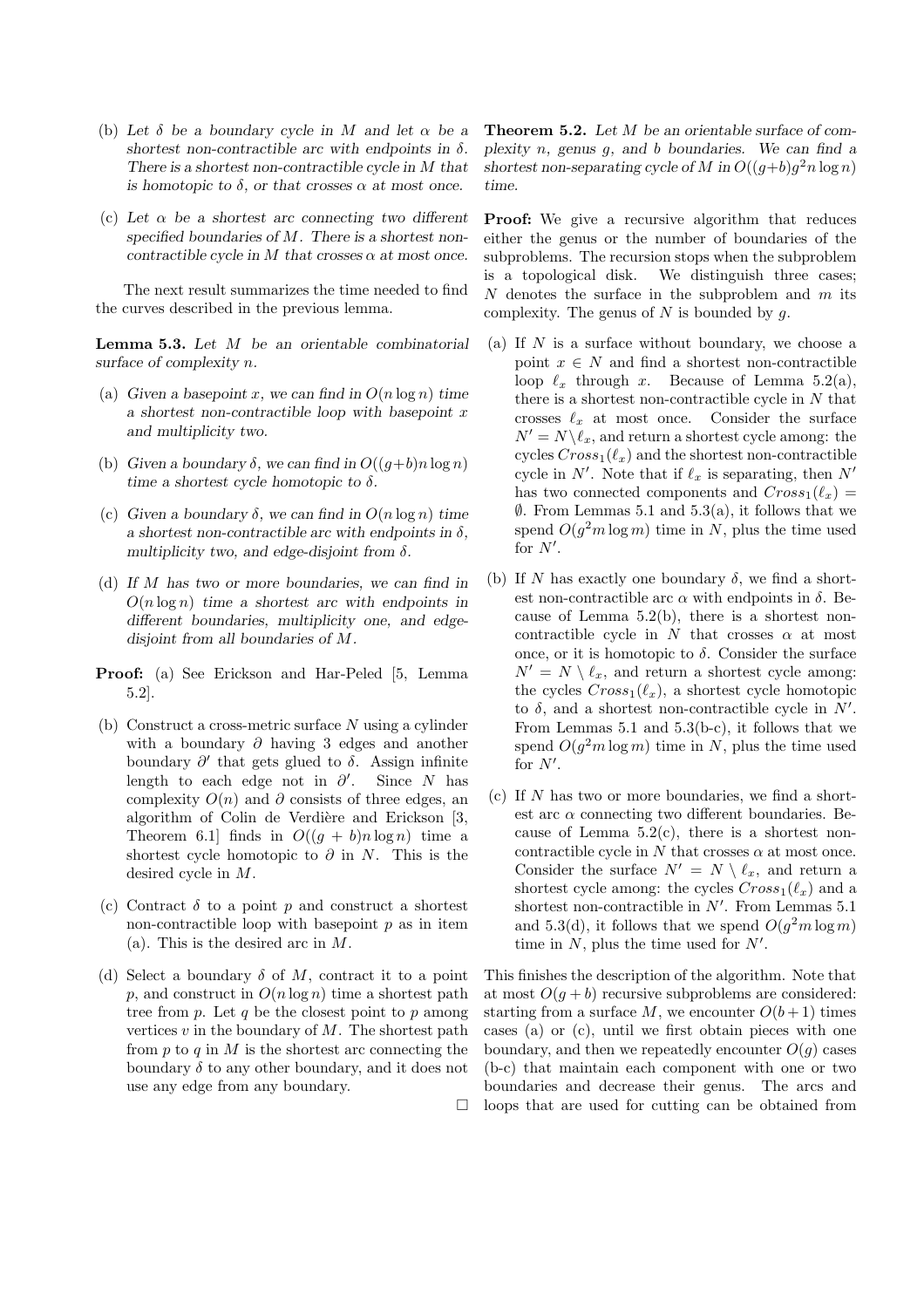(b) *Let $\delta$ be a boundary cycle in $M$ and let $\alpha$ be a shortest non-contractible arc with endpoints in $\delta$. There is a shortest non-contractible cycle in $M$ that is homotopic to $\delta$, or that crosses $\alpha$ at most once.*

(c) *Let $\alpha$ be a shortest arc connecting two different specified boundaries of $M$. There is a shortest non-contractible cycle in $M$ that crosses $\alpha$ at most once.*

The next result summarizes the time needed to find the curves described in the previous lemma.

**Lemma 5.3.** *Let $M$ be an orientable combinatorial surface of complexity $n$.*

(a) *Given a basepoint $x$, we can find in $O(n \log n)$ time a shortest non-contractible loop with basepoint $x$ and multiplicity two.*

(b) *Given a boundary $\delta$, we can find in $O((g+b)n \log n)$ time a shortest cycle homotopic to $\delta$.*

(c) *Given a boundary $\delta$, we can find in $O(n \log n)$ time a shortest non-contractible arc with endpoints in $\delta$, multiplicity two, and edge-disjoint from $\delta$.*

(d) *If $M$ has two or more boundaries, we can find in $O(n \log n)$ time a shortest arc with endpoints in different boundaries, multiplicity one, and edge-disjoint from all boundaries of $M$.*

**Proof:** (a) See Erickson and Har-Peled [5, Lemma 5.2].

(b) Construct a cross-metric surface $N$ using a cylinder with a boundary $\partial$ having 3 edges and another boundary $\partial'$ that gets glued to $\delta$. Assign infinite length to each edge not in $\partial'$. Since $N$ has complexity $O(n)$ and $\partial$ consists of three edges, an algorithm of Colin de Verdière and Erickson [3, Theorem 6.1] finds in $O((g + b)n \log n)$ time a shortest cycle homotopic to $\partial$ in $N$. This is the desired cycle in $M$.

(c) Contract $\delta$ to a point $p$ and construct a shortest non-contractible loop with basepoint $p$ as in item (a). This is the desired arc in $M$.

(d) Select a boundary $\delta$ of $M$, contract it to a point $p$, and construct in $O(n \log n)$ time a shortest path tree from $p$. Let $q$ be the closest point to $p$ among vertices $v$ in the boundary of $M$. The shortest path from $p$ to $q$ in $M$ is the shortest arc connecting the boundary $\delta$ to any other boundary, and it does not use any edge from any boundary.

□

**Theorem 5.2.** *Let $M$ be an orientable surface of complexity $n$, genus $g$, and $b$ boundaries. We can find a shortest non-separating cycle of $M$ in $O((g+b)g^2 n \log n)$ time.*

**Proof:** We give a recursive algorithm that reduces either the genus or the number of boundaries of the subproblems. The recursion stops when the subproblem is a topological disk. We distinguish three cases; $N$ denotes the surface in the subproblem and $m$ its complexity. The genus of $N$ is bounded by $g$.

(a) If $N$ is a surface without boundary, we choose a point $x \in N$ and find a shortest non-contractible loop $\ell_x$ through $x$. Because of Lemma 5.2(a), there is a shortest non-contractible cycle in $N$ that crosses $\ell_x$ at most once. Consider the surface $N' = N \setminus \ell_x$, and return a shortest cycle among: the cycles $Cross_1(\ell_x)$ and the shortest non-contractible cycle in $N'$. Note that if $\ell_x$ is separating, then $N'$ has two connected components and $Cross_1(\ell_x) = \emptyset$. From Lemmas 5.1 and 5.3(a), it follows that we spend $O(g^2 m \log m)$ time in $N$, plus the time used for $N'$.

(b) If $N$ has exactly one boundary $\delta$, we find a shortest non-contractible arc $\alpha$ with endpoints in $\delta$. Because of Lemma 5.2(b), there is a shortest non-contractible cycle in $N$ that crosses $\alpha$ at most once, or it is homotopic to $\delta$. Consider the surface $N' = N \setminus \ell_x$, and return a shortest cycle among: the cycles $Cross_1(\ell_x)$, a shortest cycle homotopic to $\delta$, and a shortest non-contractible cycle in $N'$. From Lemmas 5.1 and 5.3(b-c), it follows that we spend $O(g^2 m \log m)$ time in $N$, plus the time used for $N'$.

(c) If $N$ has two or more boundaries, we find a shortest arc $\alpha$ connecting two different boundaries. Because of Lemma 5.2(c), there is a shortest non-contractible cycle in $N$ that crosses $\alpha$ at most once. Consider the surface $N' = N \setminus \ell_x$, and return a shortest cycle among: the cycles $Cross_1(\ell_x)$ and a shortest non-contractible in $N'$. From Lemmas 5.1 and 5.3(d), it follows that we spend $O(g^2 m \log m)$ time in $N$, plus the time used for $N'$.

This finishes the description of the algorithm. Note that at most $O(g + b)$ recursive subproblems are considered: starting from a surface $M$, we encounter $O(b+1)$ times cases (a) or (c), until we first obtain pieces with one boundary, and then we repeatedly encounter $O(g)$ cases (b-c) that maintain each component with one or two boundaries and decrease their genus. The arcs and loops that are used for cutting can be obtained from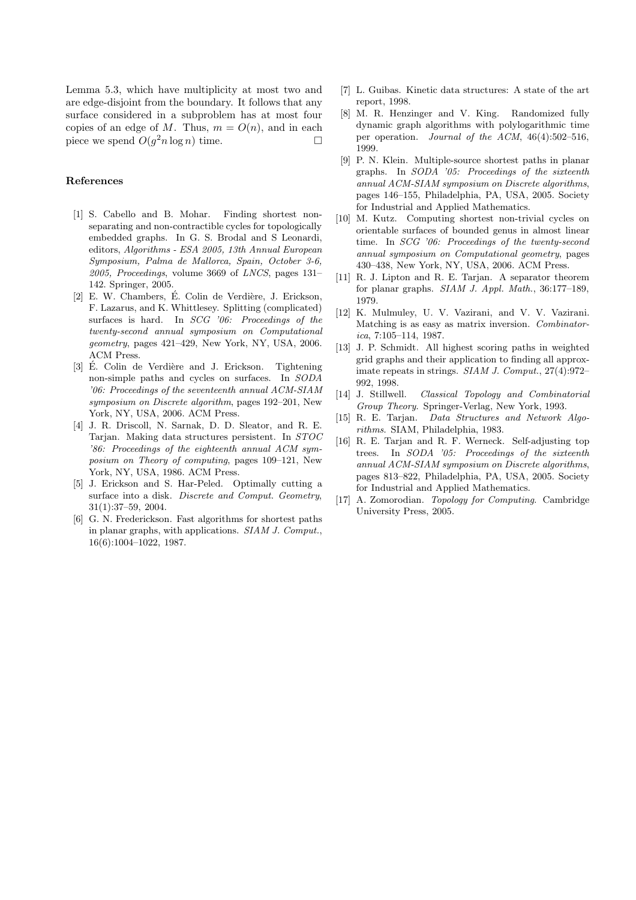Lemma 5.3, which have multiplicity at most two and are edge-disjoint from the boundary. It follows that any surface considered in a subproblem has at most four copies of an edge of $M$. Thus, $m = O(n)$, and in each piece we spend $O(g^2 n \log n)$ time. □

## References

[1] S. Cabello and B. Mohar. Finding shortest non-separating and non-contractible cycles for topologically embedded graphs. In G. S. Brodal and S Leonardi, editors, *Algorithms - ESA 2005, 13th Annual European Symposium, Palma de Mallorca, Spain, October 3-6, 2005, Proceedings*, volume 3669 of *LNCS*, pages 131–142. Springer, 2005.

[2] E. W. Chambers, É. Colin de Verdière, J. Erickson, F. Lazarus, and K. Whittlesey. Splitting (complicated) surfaces is hard. In *SCG '06: Proceedings of the twenty-second annual symposium on Computational geometry*, pages 421–429, New York, NY, USA, 2006. ACM Press.

[3] É. Colin de Verdière and J. Erickson. Tightening non-simple paths and cycles on surfaces. In *SODA '06: Proceedings of the seventeenth annual ACM-SIAM symposium on Discrete algorithm*, pages 192–201, New York, NY, USA, 2006. ACM Press.

[4] J. R. Driscoll, N. Sarnak, D. D. Sleator, and R. E. Tarjan. Making data structures persistent. In *STOC '86: Proceedings of the eighteenth annual ACM symposium on Theory of computing*, pages 109–121, New York, NY, USA, 1986. ACM Press.

[5] J. Erickson and S. Har-Peled. Optimally cutting a surface into a disk. *Discrete and Comput. Geometry*, 31(1):37–59, 2004.

[6] G. N. Frederickson. Fast algorithms for shortest paths in planar graphs, with applications. *SIAM J. Comput.*, 16(6):1004–1022, 1987.

[7] L. Guibas. Kinetic data structures: A state of the art report, 1998.

[8] M. R. Henzinger and V. King. Randomized fully dynamic graph algorithms with polylogarithmic time per operation. *Journal of the ACM*, 46(4):502–516, 1999.

[9] P. N. Klein. Multiple-source shortest paths in planar graphs. In *SODA '05: Proceedings of the sixteenth annual ACM-SIAM symposium on Discrete algorithms*, pages 146–155, Philadelphia, PA, USA, 2005. Society for Industrial and Applied Mathematics.

[10] M. Kutz. Computing shortest non-trivial cycles on orientable surfaces of bounded genus in almost linear time. In *SCG '06: Proceedings of the twenty-second annual symposium on Computational geometry*, pages 430–438, New York, NY, USA, 2006. ACM Press.

[11] R. J. Lipton and R. E. Tarjan. A separator theorem for planar graphs. *SIAM J. Appl. Math.*, 36:177–189, 1979.

[12] K. Mulmuley, U. V. Vazirani, and V. V. Vazirani. Matching is as easy as matrix inversion. *Combinatorica*, 7:105–114, 1987.

[13] J. P. Schmidt. All highest scoring paths in weighted grid graphs and their application to finding all approximate repeats in strings. *SIAM J. Comput.*, 27(4):972–992, 1998.

[14] J. Stillwell. *Classical Topology and Combinatorial Group Theory*. Springer-Verlag, New York, 1993.

[15] R. E. Tarjan. *Data Structures and Network Algorithms*. SIAM, Philadelphia, 1983.

[16] R. E. Tarjan and R. F. Werneck. Self-adjusting top trees. In *SODA '05: Proceedings of the sixteenth annual ACM-SIAM symposium on Discrete algorithms*, pages 813–822, Philadelphia, PA, USA, 2005. Society for Industrial and Applied Mathematics.

[17] A. Zomorodian. *Topology for Computing*. Cambridge University Press, 2005.